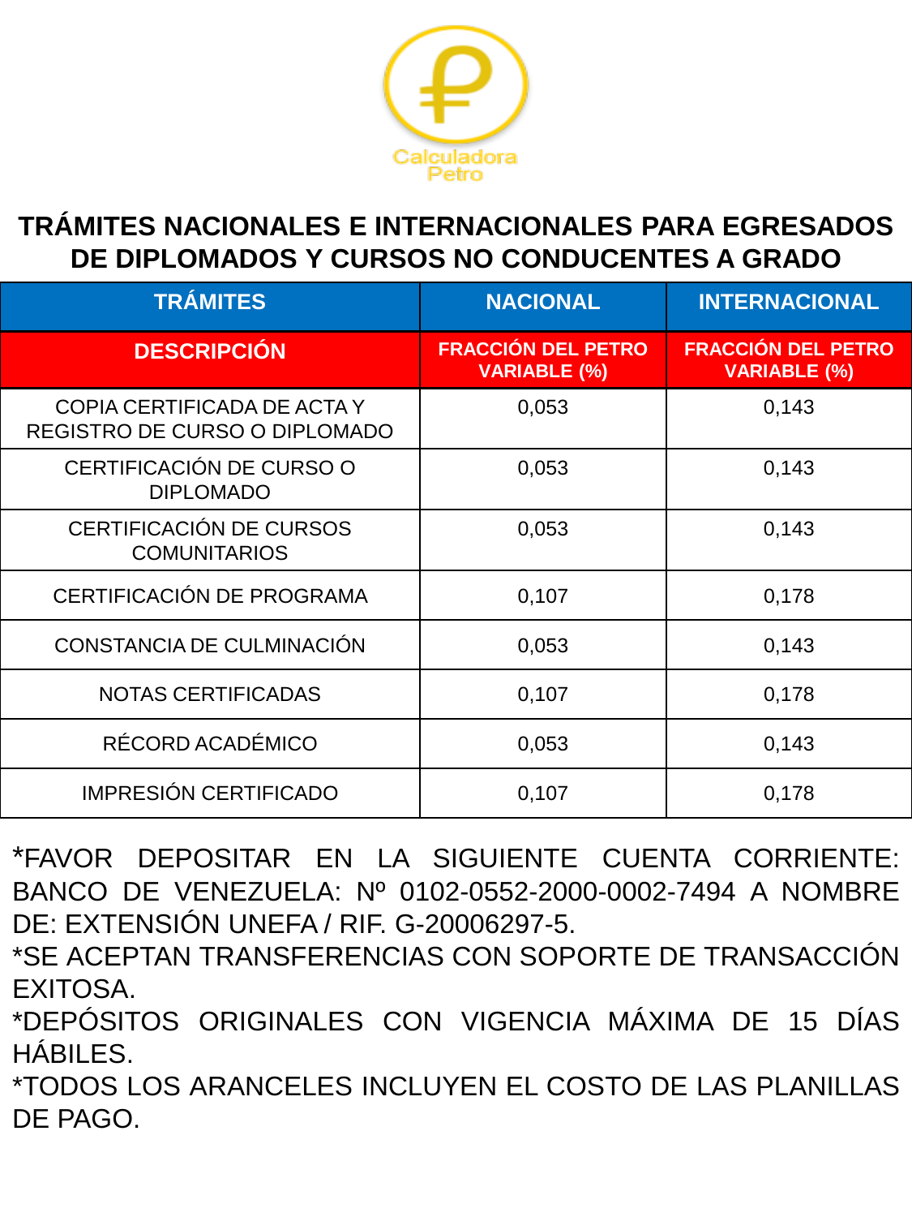Calculadora Petro

# TRÁMITES NACIONALES E INTERNACIONALES PARA EGRESADOS DE DIPLOMADOS Y CURSOS NO CONDUCENTES A GRADO

| TRÁMITES | NACIONAL | INTERNACIONAL |
|---|---|---|
| **DESCRIPCIÓN** | **FRACCIÓN DEL PETRO VARIABLE (%)** | **FRACCIÓN DEL PETRO VARIABLE (%)** |
| COPIA CERTIFICADA DE ACTA Y REGISTRO DE CURSO O DIPLOMADO | 0,053 | 0,143 |
| CERTIFICACIÓN DE CURSO O DIPLOMADO | 0,053 | 0,143 |
| CERTIFICACIÓN DE CURSOS COMUNITARIOS | 0,053 | 0,143 |
| CERTIFICACIÓN DE PROGRAMA | 0,107 | 0,178 |
| CONSTANCIA DE CULMINACIÓN | 0,053 | 0,143 |
| NOTAS CERTIFICADAS | 0,107 | 0,178 |
| RÉCORD ACADÉMICO | 0,053 | 0,143 |
| IMPRESIÓN CERTIFICADO | 0,107 | 0,178 |

*FAVOR DEPOSITAR EN LA SIGUIENTE CUENTA CORRIENTE: BANCO DE VENEZUELA: Nº 0102-0552-2000-0002-7494 A NOMBRE DE: EXTENSIÓN UNEFA / RIF. G-20006297-5.

*SE ACEPTAN TRANSFERENCIAS CON SOPORTE DE TRANSACCIÓN EXITOSA.

*DEPÓSITOS ORIGINALES CON VIGENCIA MÁXIMA DE 15 DÍAS HÁBILES.

*TODOS LOS ARANCELES INCLUYEN EL COSTO DE LAS PLANILLAS DE PAGO.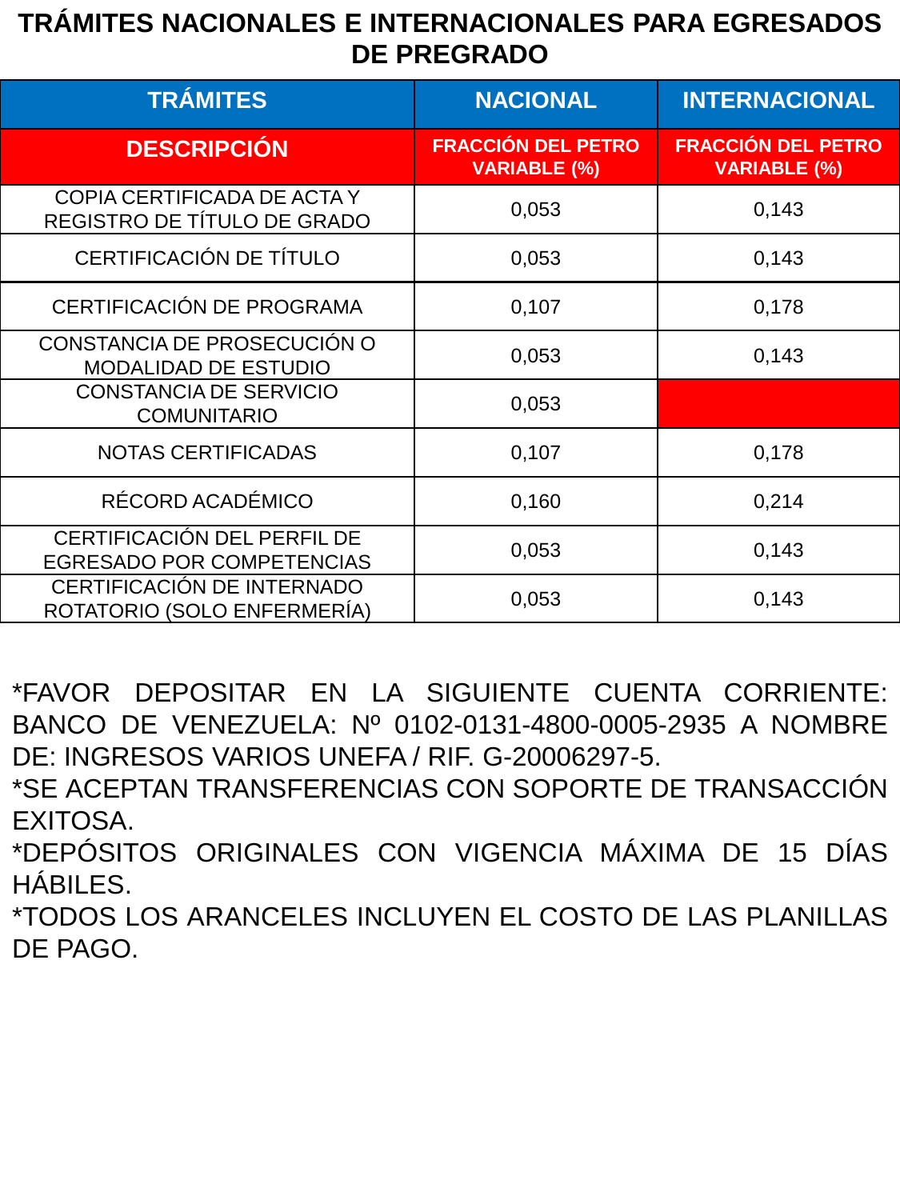# TRÁMITES NACIONALES E INTERNACIONALES PARA EGRESADOS DE PREGRADO

| TRÁMITES | NACIONAL | INTERNACIONAL |
|---|---|---|
| **DESCRIPCIÓN** | **FRACCIÓN DEL PETRO VARIABLE (%)** | **FRACCIÓN DEL PETRO VARIABLE (%)** |
| COPIA CERTIFICADA DE ACTA Y REGISTRO DE TÍTULO DE GRADO | 0,053 | 0,143 |
| CERTIFICACIÓN DE TÍTULO | 0,053 | 0,143 |
| CERTIFICACIÓN DE PROGRAMA | 0,107 | 0,178 |
| CONSTANCIA DE PROSECUCIÓN O MODALIDAD DE ESTUDIO | 0,053 | 0,143 |
| CONSTANCIA DE SERVICIO COMUNITARIO | 0,053 | |
| NOTAS CERTIFICADAS | 0,107 | 0,178 |
| RÉCORD ACADÉMICO | 0,160 | 0,214 |
| CERTIFICACIÓN DEL PERFIL DE EGRESADO POR COMPETENCIAS | 0,053 | 0,143 |
| CERTIFICACIÓN DE INTERNADO ROTATORIO (SOLO ENFERMERÍA) | 0,053 | 0,143 |

*FAVOR DEPOSITAR EN LA SIGUIENTE CUENTA CORRIENTE: BANCO DE VENEZUELA: Nº 0102-0131-4800-0005-2935 A NOMBRE DE: INGRESOS VARIOS UNEFA / RIF. G-20006297-5.

*SE ACEPTAN TRANSFERENCIAS CON SOPORTE DE TRANSACCIÓN EXITOSA.

*DEPÓSITOS ORIGINALES CON VIGENCIA MÁXIMA DE 15 DÍAS HÁBILES.

*TODOS LOS ARANCELES INCLUYEN EL COSTO DE LAS PLANILLAS DE PAGO.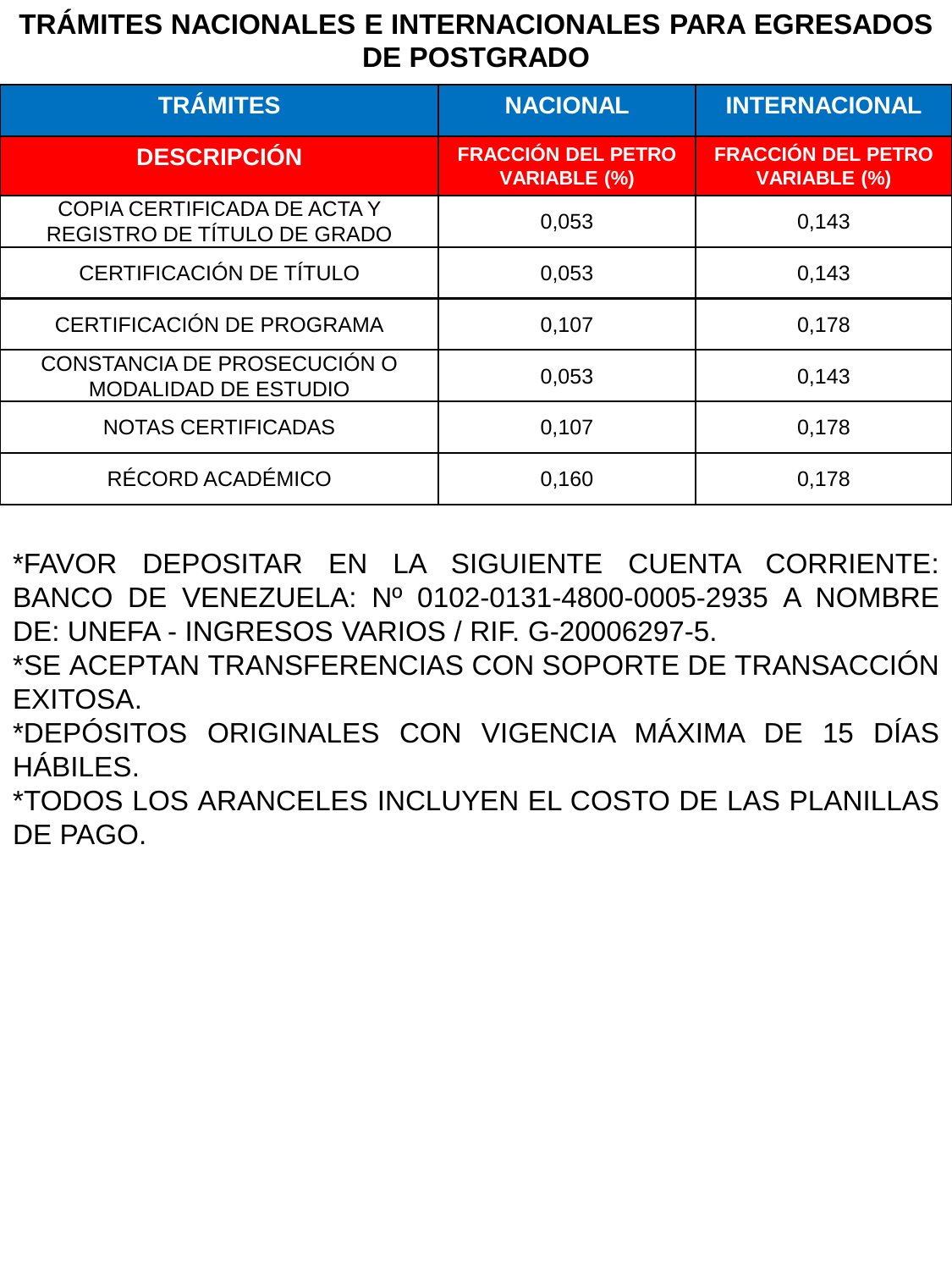# TRÁMITES NACIONALES E INTERNACIONALES PARA EGRESADOS DE POSTGRADO

| TRÁMITES | NACIONAL | INTERNACIONAL |
|---|---|---|
| **DESCRIPCIÓN** | **FRACCIÓN DEL PETRO VARIABLE (%)** | **FRACCIÓN DEL PETRO VARIABLE (%)** |
| COPIA CERTIFICADA DE ACTA Y REGISTRO DE TÍTULO DE GRADO | 0,053 | 0,143 |
| CERTIFICACIÓN DE TÍTULO | 0,053 | 0,143 |
| CERTIFICACIÓN DE PROGRAMA | 0,107 | 0,178 |
| CONSTANCIA DE PROSECUCIÓN O MODALIDAD DE ESTUDIO | 0,053 | 0,143 |
| NOTAS CERTIFICADAS | 0,107 | 0,178 |
| RÉCORD ACADÉMICO | 0,160 | 0,178 |

*FAVOR DEPOSITAR EN LA SIGUIENTE CUENTA CORRIENTE: BANCO DE VENEZUELA: Nº 0102-0131-4800-0005-2935 A NOMBRE DE: UNEFA - INGRESOS VARIOS / RIF. G-20006297-5.

*SE ACEPTAN TRANSFERENCIAS CON SOPORTE DE TRANSACCIÓN EXITOSA.

*DEPÓSITOS ORIGINALES CON VIGENCIA MÁXIMA DE 15 DÍAS HÁBILES.

*TODOS LOS ARANCELES INCLUYEN EL COSTO DE LAS PLANILLAS DE PAGO.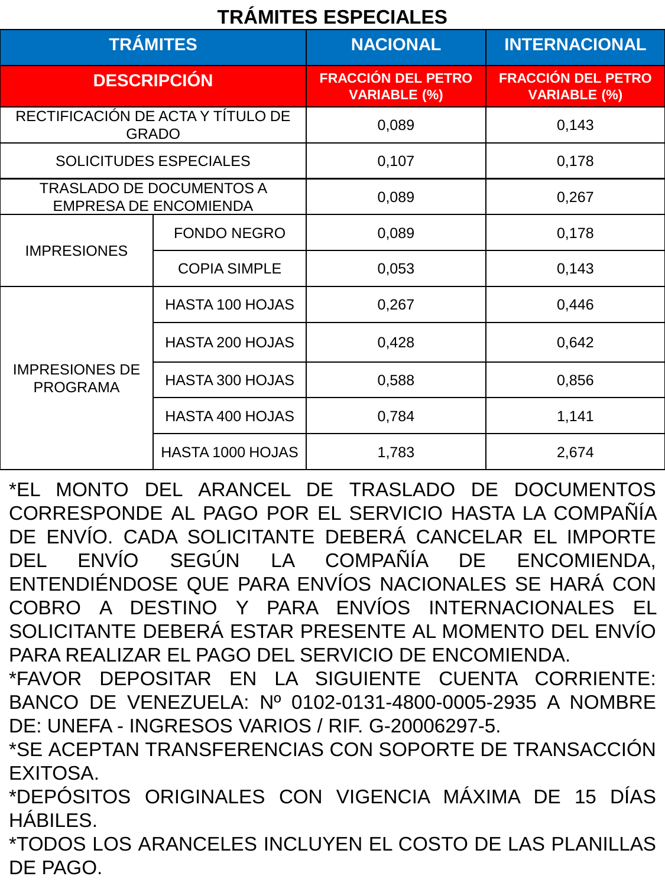# TRÁMITES ESPECIALES

| TRÁMITES | | NACIONAL | INTERNACIONAL |
|---|---|---|---|
| DESCRIPCIÓN | | FRACCIÓN DEL PETRO VARIABLE (%) | FRACCIÓN DEL PETRO VARIABLE (%) |
| RECTIFICACIÓN DE ACTA Y TÍTULO DE GRADO | | 0,089 | 0,143 |
| SOLICITUDES ESPECIALES | | 0,107 | 0,178 |
| TRASLADO DE DOCUMENTOS A EMPRESA DE ENCOMIENDA | | 0,089 | 0,267 |
| IMPRESIONES | FONDO NEGRO | 0,089 | 0,178 |
| | COPIA SIMPLE | 0,053 | 0,143 |
| IMPRESIONES DE PROGRAMA | HASTA 100 HOJAS | 0,267 | 0,446 |
| | HASTA 200 HOJAS | 0,428 | 0,642 |
| | HASTA 300 HOJAS | 0,588 | 0,856 |
| | HASTA 400 HOJAS | 0,784 | 1,141 |
| | HASTA 1000 HOJAS | 1,783 | 2,674 |

*EL MONTO DEL ARANCEL DE TRASLADO DE DOCUMENTOS CORRESPONDE AL PAGO POR EL SERVICIO HASTA LA COMPAÑÍA DE ENVÍO. CADA SOLICITANTE DEBERÁ CANCELAR EL IMPORTE DEL ENVÍO SEGÚN LA COMPAÑÍA DE ENCOMIENDA, ENTENDIÉNDOSE QUE PARA ENVÍOS NACIONALES SE HARÁ CON COBRO A DESTINO Y PARA ENVÍOS INTERNACIONALES EL SOLICITANTE DEBERÁ ESTAR PRESENTE AL MOMENTO DEL ENVÍO PARA REALIZAR EL PAGO DEL SERVICIO DE ENCOMIENDA.

*FAVOR DEPOSITAR EN LA SIGUIENTE CUENTA CORRIENTE: BANCO DE VENEZUELA: Nº 0102-0131-4800-0005-2935 A NOMBRE DE: UNEFA - INGRESOS VARIOS / RIF. G-20006297-5.

*SE ACEPTAN TRANSFERENCIAS CON SOPORTE DE TRANSACCIÓN EXITOSA.

*DEPÓSITOS ORIGINALES CON VIGENCIA MÁXIMA DE 15 DÍAS HÁBILES.

*TODOS LOS ARANCELES INCLUYEN EL COSTO DE LAS PLANILLAS DE PAGO.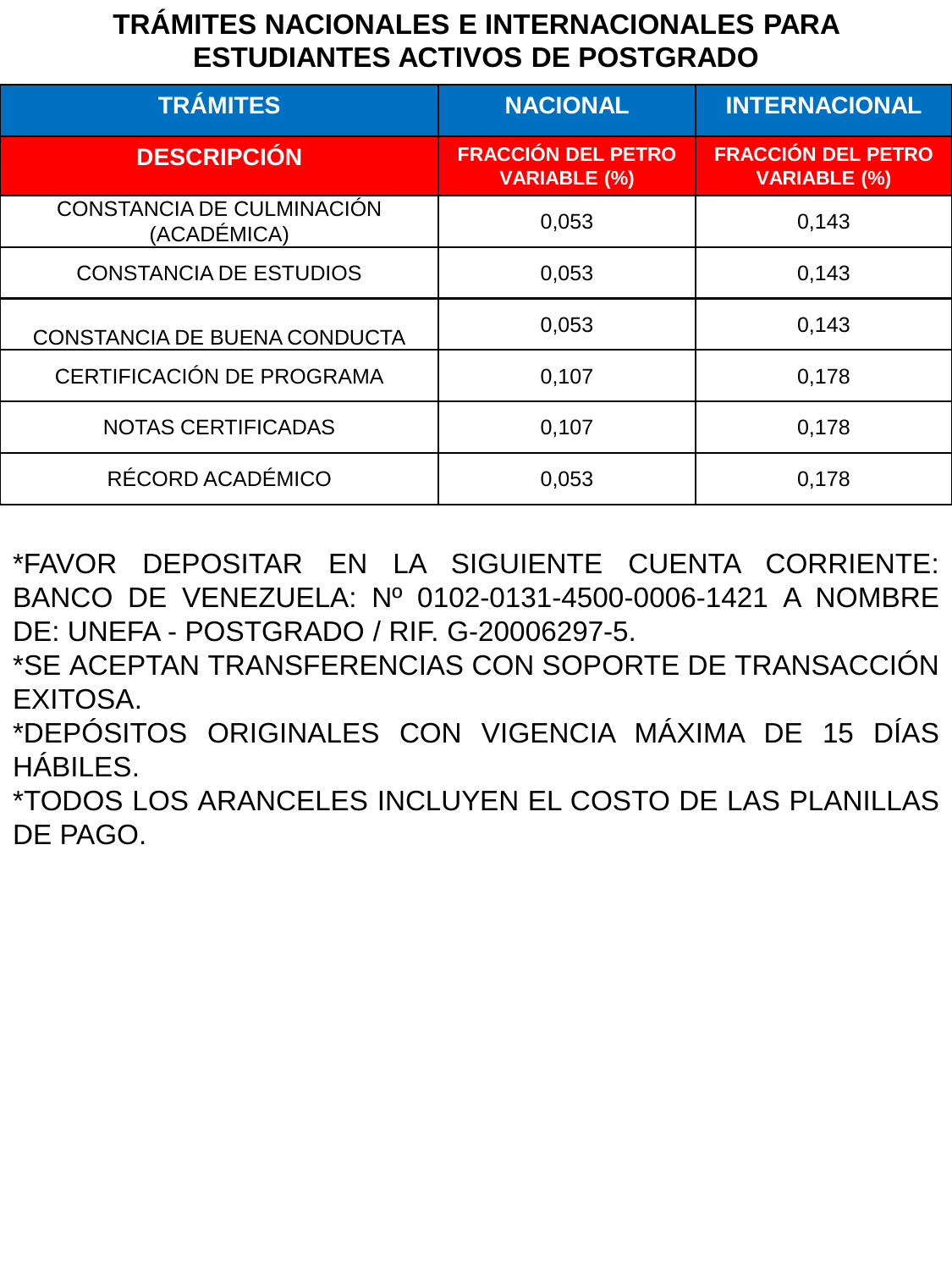# TRÁMITES NACIONALES E INTERNACIONALES PARA ESTUDIANTES ACTIVOS DE POSTGRADO

| TRÁMITES | NACIONAL | INTERNACIONAL |
|---|---|---|
| **DESCRIPCIÓN** | **FRACCIÓN DEL PETRO VARIABLE (%)** | **FRACCIÓN DEL PETRO VARIABLE (%)** |
| CONSTANCIA DE CULMINACIÓN (ACADÉMICA) | 0,053 | 0,143 |
| CONSTANCIA DE ESTUDIOS | 0,053 | 0,143 |
| CONSTANCIA DE BUENA CONDUCTA | 0,053 | 0,143 |
| CERTIFICACIÓN DE PROGRAMA | 0,107 | 0,178 |
| NOTAS CERTIFICADAS | 0,107 | 0,178 |
| RÉCORD ACADÉMICO | 0,053 | 0,178 |

*FAVOR DEPOSITAR EN LA SIGUIENTE CUENTA CORRIENTE: BANCO DE VENEZUELA: Nº 0102-0131-4500-0006-1421 A NOMBRE DE: UNEFA - POSTGRADO / RIF. G-20006297-5.

*SE ACEPTAN TRANSFERENCIAS CON SOPORTE DE TRANSACCIÓN EXITOSA.

*DEPÓSITOS ORIGINALES CON VIGENCIA MÁXIMA DE 15 DÍAS HÁBILES.

*TODOS LOS ARANCELES INCLUYEN EL COSTO DE LAS PLANILLAS DE PAGO.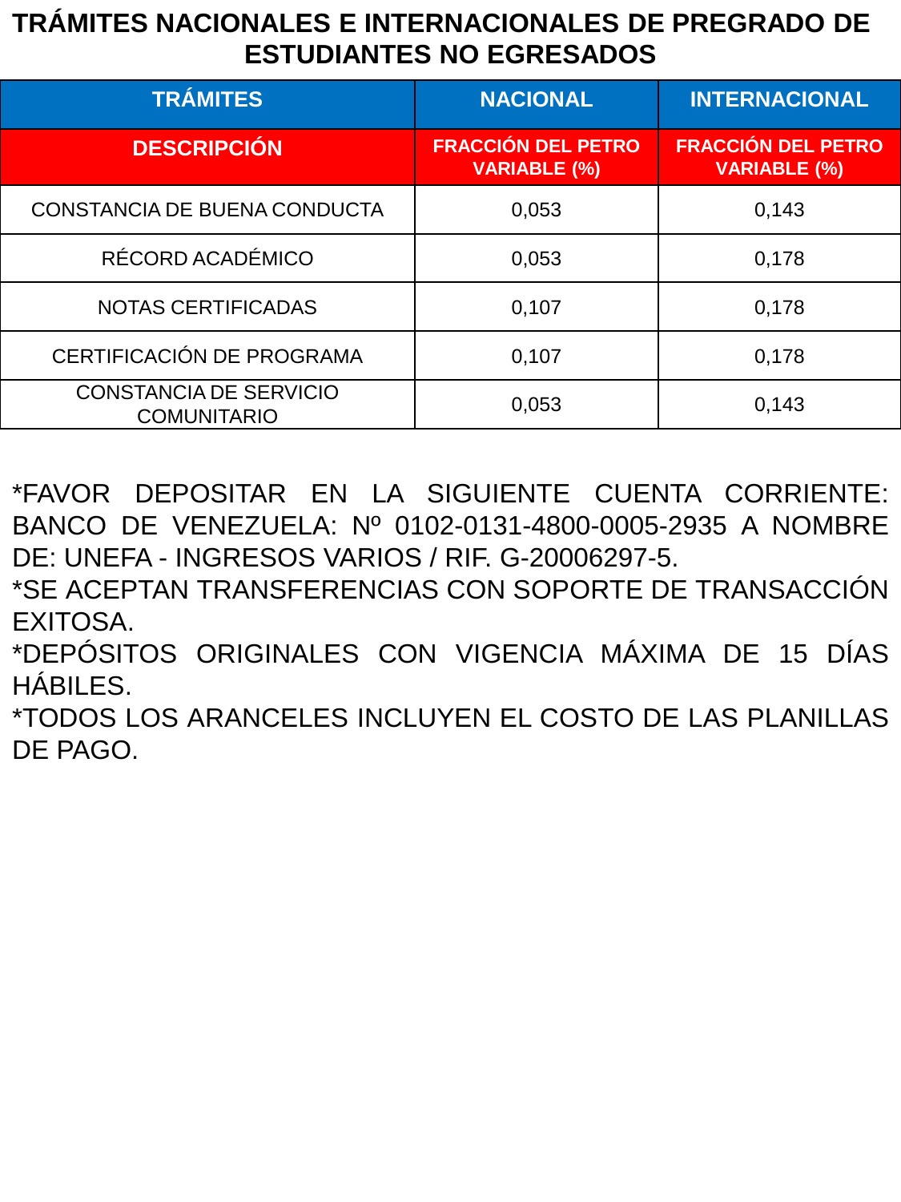# TRÁMITES NACIONALES E INTERNACIONALES DE PREGRADO DE ESTUDIANTES NO EGRESADOS

| TRÁMITES | NACIONAL | INTERNACIONAL |
|---|---|---|
| **DESCRIPCIÓN** | **FRACCIÓN DEL PETRO VARIABLE (%)** | **FRACCIÓN DEL PETRO VARIABLE (%)** |
| CONSTANCIA DE BUENA CONDUCTA | 0,053 | 0,143 |
| RÉCORD ACADÉMICO | 0,053 | 0,178 |
| NOTAS CERTIFICADAS | 0,107 | 0,178 |
| CERTIFICACIÓN DE PROGRAMA | 0,107 | 0,178 |
| CONSTANCIA DE SERVICIO COMUNITARIO | 0,053 | 0,143 |

*FAVOR DEPOSITAR EN LA SIGUIENTE CUENTA CORRIENTE: BANCO DE VENEZUELA: Nº 0102-0131-4800-0005-2935 A NOMBRE DE: UNEFA - INGRESOS VARIOS / RIF. G-20006297-5.
*SE ACEPTAN TRANSFERENCIAS CON SOPORTE DE TRANSACCIÓN EXITOSA.
*DEPÓSITOS ORIGINALES CON VIGENCIA MÁXIMA DE 15 DÍAS HÁBILES.
*TODOS LOS ARANCELES INCLUYEN EL COSTO DE LAS PLANILLAS DE PAGO.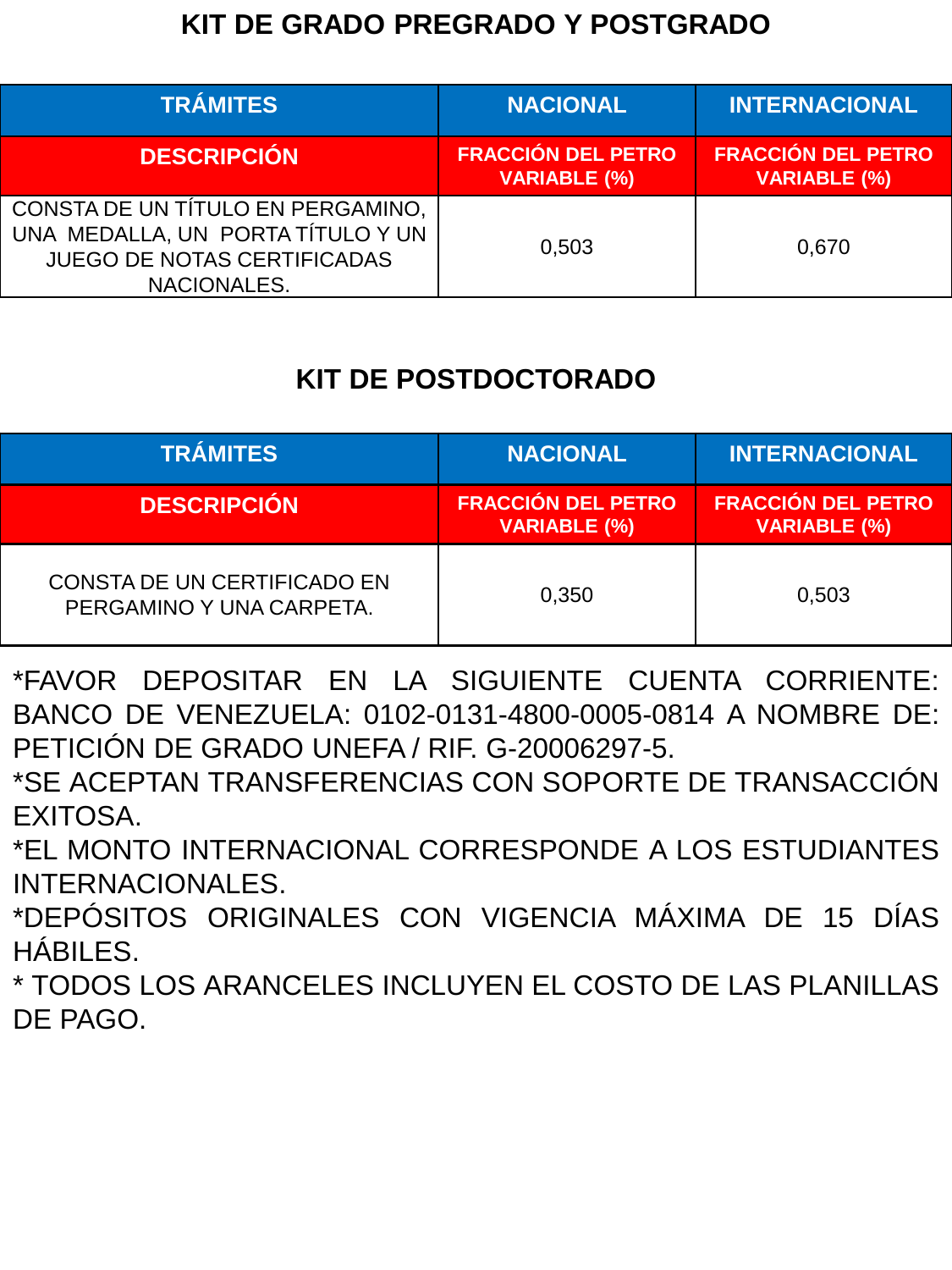## KIT DE GRADO PREGRADO Y POSTGRADO

| TRÁMITES | NACIONAL | INTERNACIONAL |
| --- | --- | --- |
| DESCRIPCIÓN | FRACCIÓN DEL PETRO VARIABLE (%) | FRACCIÓN DEL PETRO VARIABLE (%) |
| CONSTA DE UN TÍTULO EN PERGAMINO, UNA MEDALLA, UN PORTA TÍTULO Y UN JUEGO DE NOTAS CERTIFICADAS NACIONALES. | 0,503 | 0,670 |

## KIT DE POSTDOCTORADO

| TRÁMITES | NACIONAL | INTERNACIONAL |
| --- | --- | --- |
| DESCRIPCIÓN | FRACCIÓN DEL PETRO VARIABLE (%) | FRACCIÓN DEL PETRO VARIABLE (%) |
| CONSTA DE UN CERTIFICADO EN PERGAMINO Y UNA CARPETA. | 0,350 | 0,503 |

*FAVOR DEPOSITAR EN LA SIGUIENTE CUENTA CORRIENTE: BANCO DE VENEZUELA: 0102-0131-4800-0005-0814 A NOMBRE DE: PETICIÓN DE GRADO UNEFA / RIF. G-20006297-5.

*SE ACEPTAN TRANSFERENCIAS CON SOPORTE DE TRANSACCIÓN EXITOSA.

*EL MONTO INTERNACIONAL CORRESPONDE A LOS ESTUDIANTES INTERNACIONALES.

*DEPÓSITOS ORIGINALES CON VIGENCIA MÁXIMA DE 15 DÍAS HÁBILES.

* TODOS LOS ARANCELES INCLUYEN EL COSTO DE LAS PLANILLAS DE PAGO.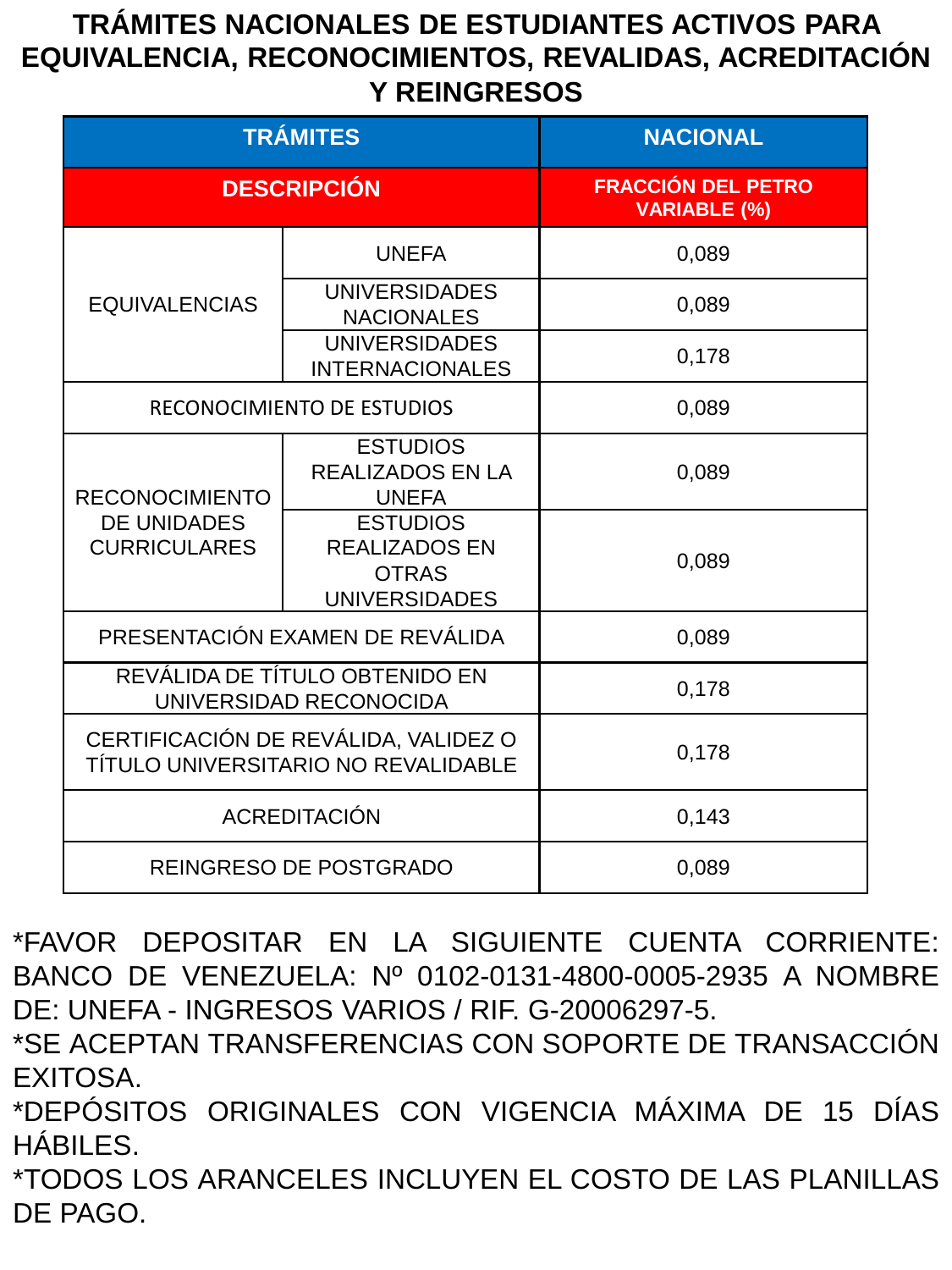# TRÁMITES NACIONALES DE ESTUDIANTES ACTIVOS PARA EQUIVALENCIA, RECONOCIMIENTOS, REVALIDAS, ACREDITACIÓN Y REINGRESOS

| TRÁMITES | | NACIONAL |
|---|---|---|
| **DESCRIPCIÓN** | | **FRACCIÓN DEL PETRO VARIABLE (%)** |
| EQUIVALENCIAS | UNEFA | 0,089 |
| | UNIVERSIDADES NACIONALES | 0,089 |
| | UNIVERSIDADES INTERNACIONALES | 0,178 |
| RECONOCIMIENTO DE ESTUDIOS | | 0,089 |
| RECONOCIMIENTO DE UNIDADES CURRICULARES | ESTUDIOS REALIZADOS EN LA UNEFA | 0,089 |
| | ESTUDIOS REALIZADOS EN OTRAS UNIVERSIDADES | 0,089 |
| PRESENTACIÓN EXAMEN DE REVÁLIDA | | 0,089 |
| REVÁLIDA DE TÍTULO OBTENIDO EN UNIVERSIDAD RECONOCIDA | | 0,178 |
| CERTIFICACIÓN DE REVÁLIDA, VALIDEZ O TÍTULO UNIVERSITARIO NO REVALIDABLE | | 0,178 |
| ACREDITACIÓN | | 0,143 |
| REINGRESO DE POSTGRADO | | 0,089 |

*FAVOR DEPOSITAR EN LA SIGUIENTE CUENTA CORRIENTE: BANCO DE VENEZUELA: Nº 0102-0131-4800-0005-2935 A NOMBRE DE: UNEFA - INGRESOS VARIOS / RIF. G-20006297-5.

*SE ACEPTAN TRANSFERENCIAS CON SOPORTE DE TRANSACCIÓN EXITOSA.

*DEPÓSITOS ORIGINALES CON VIGENCIA MÁXIMA DE 15 DÍAS HÁBILES.

*TODOS LOS ARANCELES INCLUYEN EL COSTO DE LAS PLANILLAS DE PAGO.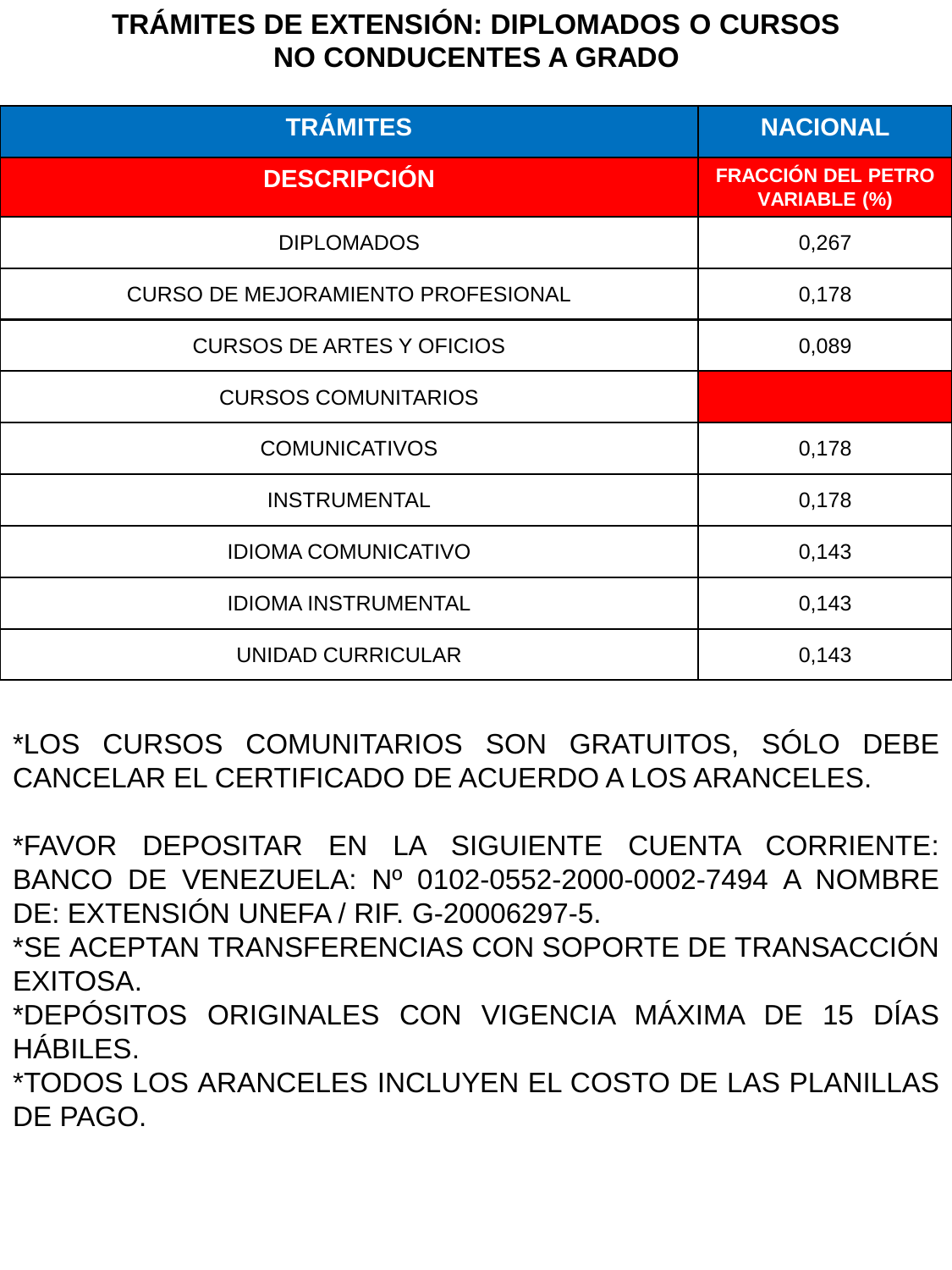# TRÁMITES DE EXTENSIÓN: DIPLOMADOS O CURSOS NO CONDUCENTES A GRADO

| TRÁMITES | NACIONAL |
|---|---|
| **DESCRIPCIÓN** | **FRACCIÓN DEL PETRO VARIABLE (%)** |
| DIPLOMADOS | 0,267 |
| CURSO DE MEJORAMIENTO PROFESIONAL | 0,178 |
| CURSOS DE ARTES Y OFICIOS | 0,089 |
| CURSOS COMUNITARIOS | |
| COMUNICATIVOS | 0,178 |
| INSTRUMENTAL | 0,178 |
| IDIOMA COMUNICATIVO | 0,143 |
| IDIOMA INSTRUMENTAL | 0,143 |
| UNIDAD CURRICULAR | 0,143 |

*LOS CURSOS COMUNITARIOS SON GRATUITOS, SÓLO DEBE CANCELAR EL CERTIFICADO DE ACUERDO A LOS ARANCELES.

*FAVOR DEPOSITAR EN LA SIGUIENTE CUENTA CORRIENTE: BANCO DE VENEZUELA: Nº 0102-0552-2000-0002-7494 A NOMBRE DE: EXTENSIÓN UNEFA / RIF. G-20006297-5.

*SE ACEPTAN TRANSFERENCIAS CON SOPORTE DE TRANSACCIÓN EXITOSA.

*DEPÓSITOS ORIGINALES CON VIGENCIA MÁXIMA DE 15 DÍAS HÁBILES.

*TODOS LOS ARANCELES INCLUYEN EL COSTO DE LAS PLANILLAS DE PAGO.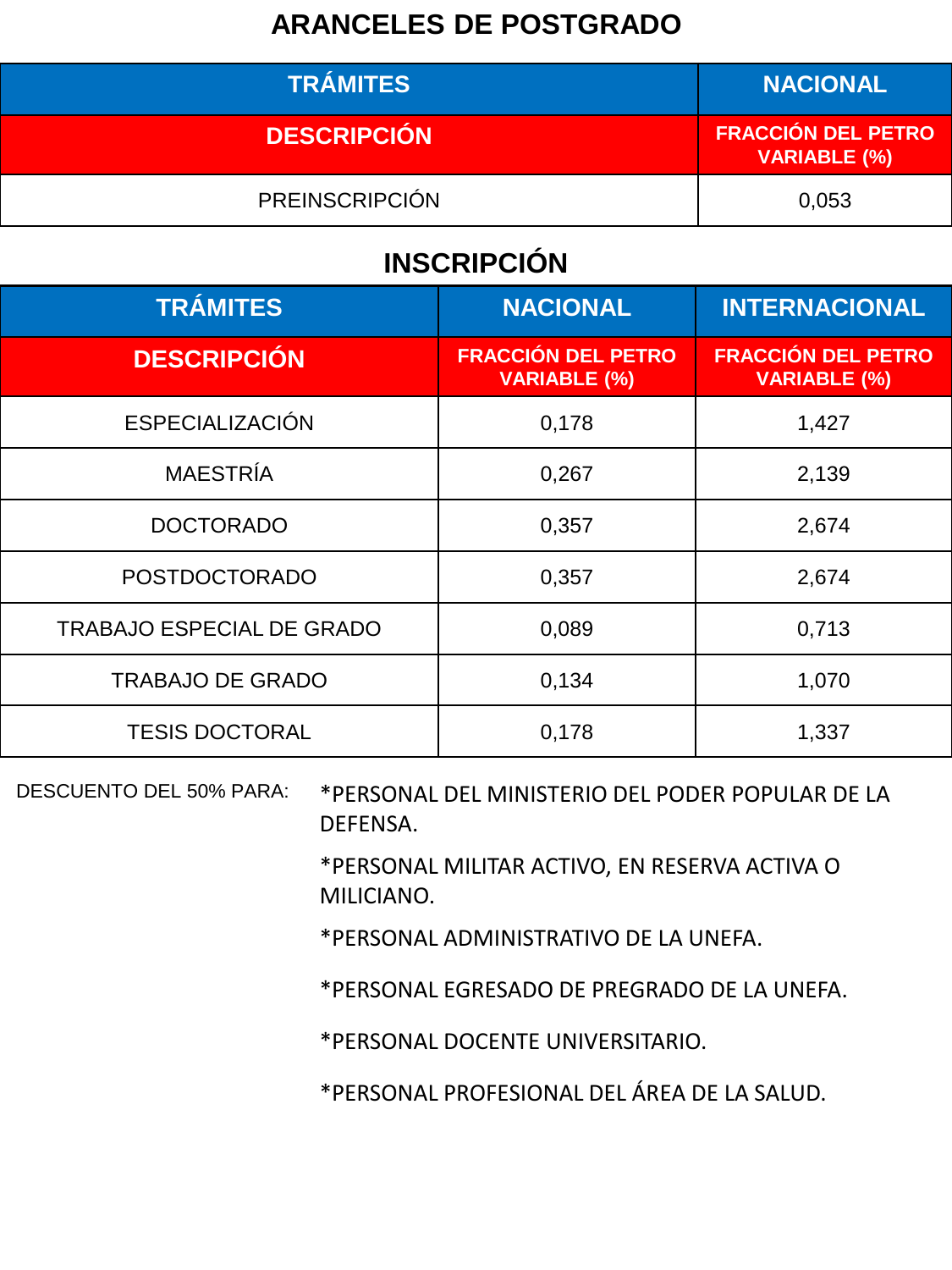# ARANCELES DE POSTGRADO

| TRÁMITES | NACIONAL |
|---|---|
| **DESCRIPCIÓN** | **FRACCIÓN DEL PETRO VARIABLE (%)** |
| PREINSCRIPCIÓN | 0,053 |

## INSCRIPCIÓN

| TRÁMITES | NACIONAL | INTERNACIONAL |
|---|---|---|
| **DESCRIPCIÓN** | **FRACCIÓN DEL PETRO VARIABLE (%)** | **FRACCIÓN DEL PETRO VARIABLE (%)** |
| ESPECIALIZACIÓN | 0,178 | 1,427 |
| MAESTRÍA | 0,267 | 2,139 |
| DOCTORADO | 0,357 | 2,674 |
| POSTDOCTORADO | 0,357 | 2,674 |
| TRABAJO ESPECIAL DE GRADO | 0,089 | 0,713 |
| TRABAJO DE GRADO | 0,134 | 1,070 |
| TESIS DOCTORAL | 0,178 | 1,337 |

DESCUENTO DEL 50% PARA:

*PERSONAL DEL MINISTERIO DEL PODER POPULAR DE LA DEFENSA.

*PERSONAL MILITAR ACTIVO, EN RESERVA ACTIVA O MILICIANO.

*PERSONAL ADMINISTRATIVO DE LA UNEFA.

*PERSONAL EGRESADO DE PREGRADO DE LA UNEFA.

*PERSONAL DOCENTE UNIVERSITARIO.

*PERSONAL PROFESIONAL DEL ÁREA DE LA SALUD.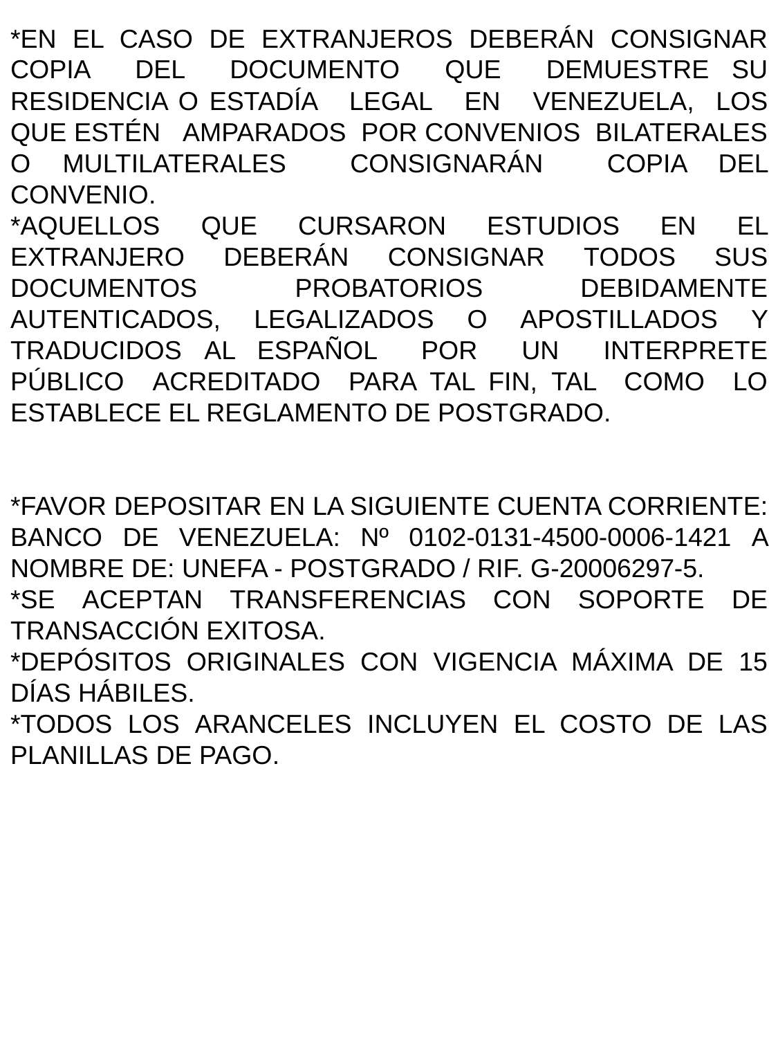*EN EL CASO DE EXTRANJEROS DEBERÁN CONSIGNAR COPIA DEL DOCUMENTO QUE DEMUESTRE SU RESIDENCIA O ESTADÍA LEGAL EN VENEZUELA, LOS QUE ESTÉN AMPARADOS POR CONVENIOS BILATERALES O MULTILATERALES CONSIGNARÁN COPIA DEL CONVENIO.

*AQUELLOS QUE CURSARON ESTUDIOS EN EL EXTRANJERO DEBERÁN CONSIGNAR TODOS SUS DOCUMENTOS PROBATORIOS DEBIDAMENTE AUTENTICADOS, LEGALIZADOS O APOSTILLADOS Y TRADUCIDOS AL ESPAÑOL POR UN INTERPRETE PÚBLICO ACREDITADO PARA TAL FIN, TAL COMO LO ESTABLECE EL REGLAMENTO DE POSTGRADO.

*FAVOR DEPOSITAR EN LA SIGUIENTE CUENTA CORRIENTE: BANCO DE VENEZUELA: Nº 0102-0131-4500-0006-1421 A NOMBRE DE: UNEFA - POSTGRADO / RIF. G-20006297-5.

*SE ACEPTAN TRANSFERENCIAS CON SOPORTE DE TRANSACCIÓN EXITOSA.

*DEPÓSITOS ORIGINALES CON VIGENCIA MÁXIMA DE 15 DÍAS HÁBILES.

*TODOS LOS ARANCELES INCLUYEN EL COSTO DE LAS PLANILLAS DE PAGO.